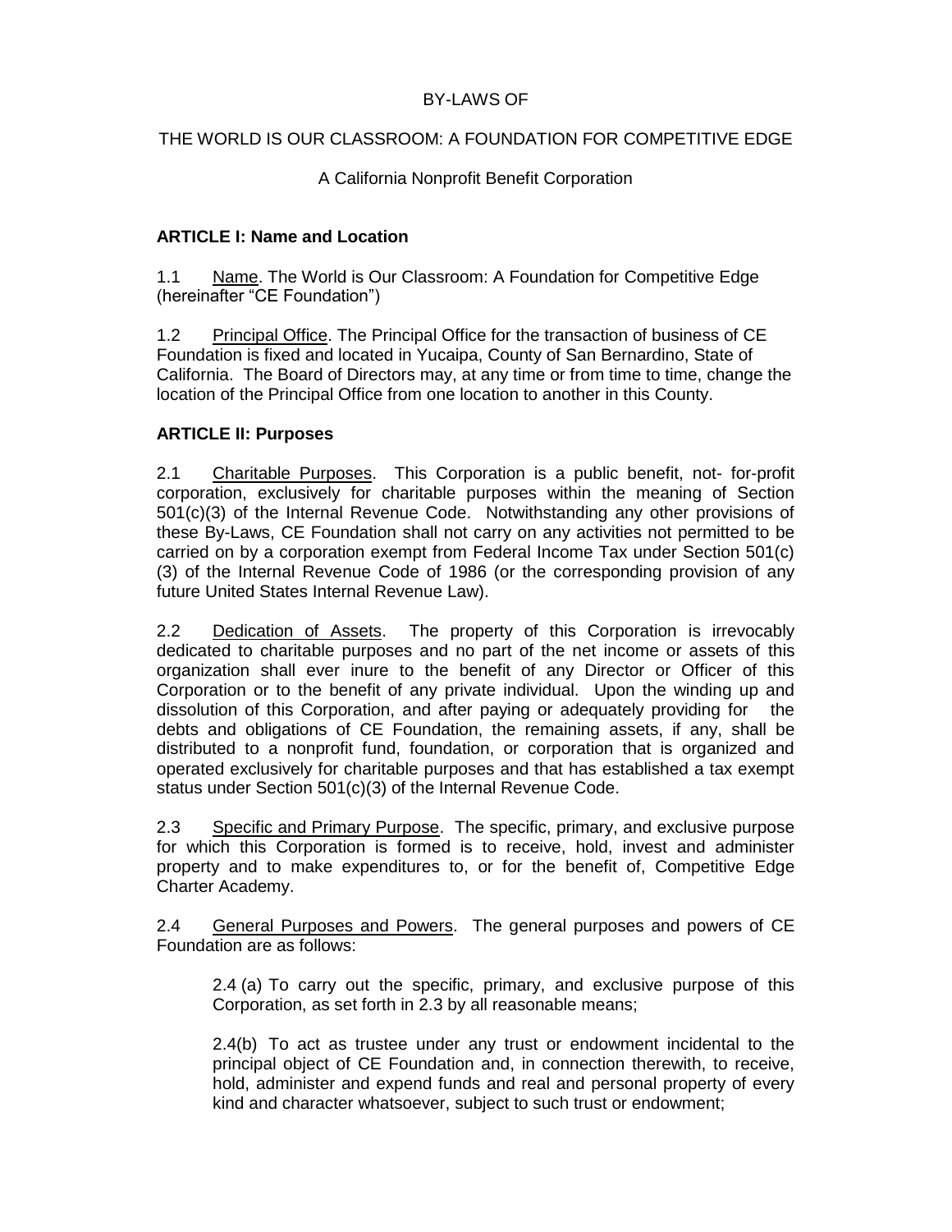BY-LAWS OF

THE WORLD IS OUR CLASSROOM: A FOUNDATION FOR COMPETITIVE EDGE

A California Nonprofit Benefit Corporation

**ARTICLE I: Name and Location**

1.1 Name. The World is Our Classroom: A Foundation for Competitive Edge (hereinafter "CE Foundation")

1.2 Principal Office. The Principal Office for the transaction of business of CE Foundation is fixed and located in Yucaipa, County of San Bernardino, State of California. The Board of Directors may, at any time or from time to time, change the location of the Principal Office from one location to another in this County.

**ARTICLE II: Purposes**

2.1 Charitable Purposes. This Corporation is a public benefit, not- for-profit corporation, exclusively for charitable purposes within the meaning of Section 501(c)(3) of the Internal Revenue Code. Notwithstanding any other provisions of these By-Laws, CE Foundation shall not carry on any activities not permitted to be carried on by a corporation exempt from Federal Income Tax under Section 501(c) (3) of the Internal Revenue Code of 1986 (or the corresponding provision of any future United States Internal Revenue Law).

2.2 Dedication of Assets. The property of this Corporation is irrevocably dedicated to charitable purposes and no part of the net income or assets of this organization shall ever inure to the benefit of any Director or Officer of this Corporation or to the benefit of any private individual. Upon the winding up and dissolution of this Corporation, and after paying or adequately providing for the debts and obligations of CE Foundation, the remaining assets, if any, shall be distributed to a nonprofit fund, foundation, or corporation that is organized and operated exclusively for charitable purposes and that has established a tax exempt status under Section 501(c)(3) of the Internal Revenue Code.

2.3 Specific and Primary Purpose. The specific, primary, and exclusive purpose for which this Corporation is formed is to receive, hold, invest and administer property and to make expenditures to, or for the benefit of, Competitive Edge Charter Academy.

2.4 General Purposes and Powers. The general purposes and powers of CE Foundation are as follows:

2.4 (a) To carry out the specific, primary, and exclusive purpose of this Corporation, as set forth in 2.3 by all reasonable means;

2.4(b) To act as trustee under any trust or endowment incidental to the principal object of CE Foundation and, in connection therewith, to receive, hold, administer and expend funds and real and personal property of every kind and character whatsoever, subject to such trust or endowment;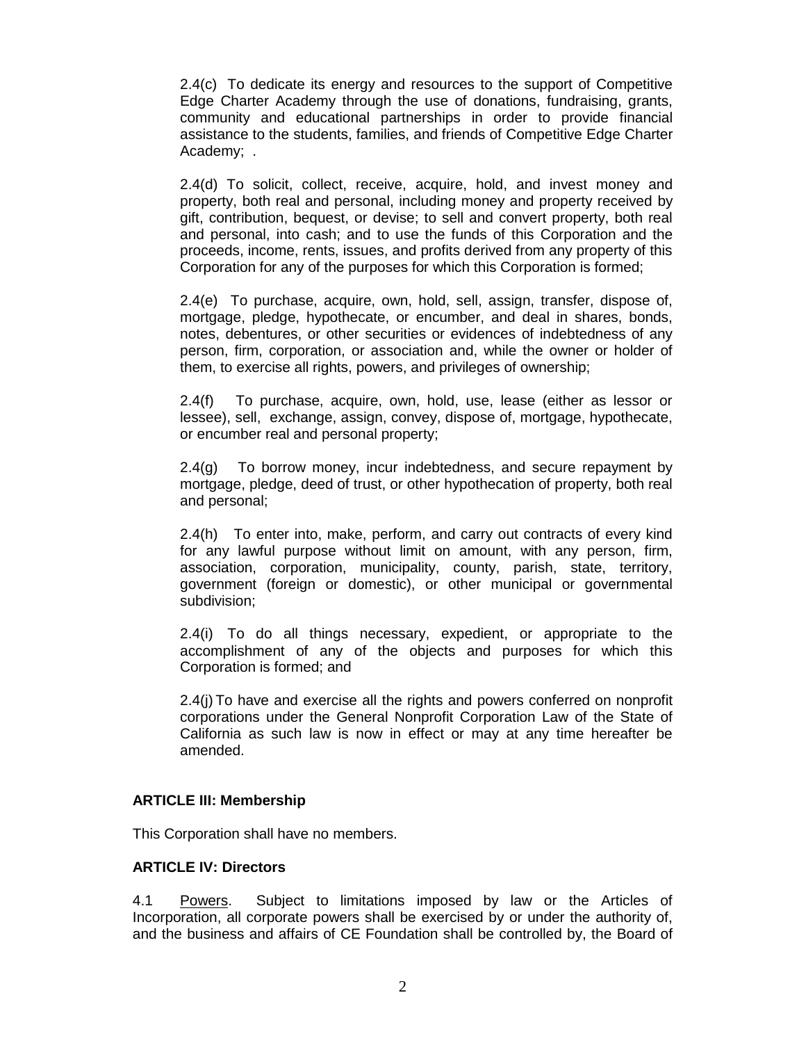2.4(c) To dedicate its energy and resources to the support of Competitive Edge Charter Academy through the use of donations, fundraising, grants, community and educational partnerships in order to provide financial assistance to the students, families, and friends of Competitive Edge Charter Academy; .

2.4(d) To solicit, collect, receive, acquire, hold, and invest money and property, both real and personal, including money and property received by gift, contribution, bequest, or devise; to sell and convert property, both real and personal, into cash; and to use the funds of this Corporation and the proceeds, income, rents, issues, and profits derived from any property of this Corporation for any of the purposes for which this Corporation is formed;

2.4(e) To purchase, acquire, own, hold, sell, assign, transfer, dispose of, mortgage, pledge, hypothecate, or encumber, and deal in shares, bonds, notes, debentures, or other securities or evidences of indebtedness of any person, firm, corporation, or association and, while the owner or holder of them, to exercise all rights, powers, and privileges of ownership;

2.4(f) To purchase, acquire, own, hold, use, lease (either as lessor or lessee), sell, exchange, assign, convey, dispose of, mortgage, hypothecate, or encumber real and personal property;

2.4(g) To borrow money, incur indebtedness, and secure repayment by mortgage, pledge, deed of trust, or other hypothecation of property, both real and personal;

2.4(h) To enter into, make, perform, and carry out contracts of every kind for any lawful purpose without limit on amount, with any person, firm, association, corporation, municipality, county, parish, state, territory, government (foreign or domestic), or other municipal or governmental subdivision;

2.4(i) To do all things necessary, expedient, or appropriate to the accomplishment of any of the objects and purposes for which this Corporation is formed; and

2.4(j) To have and exercise all the rights and powers conferred on nonprofit corporations under the General Nonprofit Corporation Law of the State of California as such law is now in effect or may at any time hereafter be amended.

**ARTICLE III: Membership**

This Corporation shall have no members.

**ARTICLE IV: Directors**

4.1 Powers. Subject to limitations imposed by law or the Articles of Incorporation, all corporate powers shall be exercised by or under the authority of, and the business and affairs of CE Foundation shall be controlled by, the Board of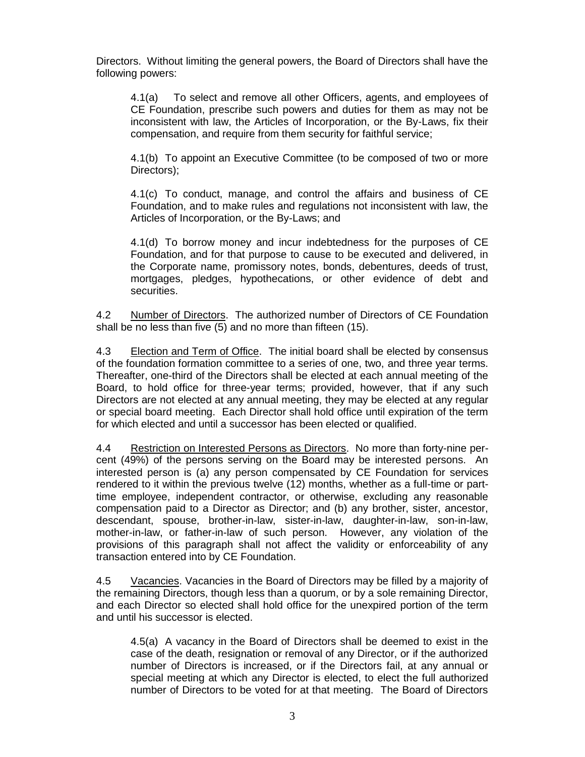Directors. Without limiting the general powers, the Board of Directors shall have the following powers:

4.1(a) To select and remove all other Officers, agents, and employees of CE Foundation, prescribe such powers and duties for them as may not be inconsistent with law, the Articles of Incorporation, or the By-Laws, fix their compensation, and require from them security for faithful service;

4.1(b) To appoint an Executive Committee (to be composed of two or more Directors);

4.1(c) To conduct, manage, and control the affairs and business of CE Foundation, and to make rules and regulations not inconsistent with law, the Articles of Incorporation, or the By-Laws; and

4.1(d) To borrow money and incur indebtedness for the purposes of CE Foundation, and for that purpose to cause to be executed and delivered, in the Corporate name, promissory notes, bonds, debentures, deeds of trust, mortgages, pledges, hypothecations, or other evidence of debt and securities.

4.2 Number of Directors. The authorized number of Directors of CE Foundation shall be no less than five (5) and no more than fifteen (15).

4.3 Election and Term of Office. The initial board shall be elected by consensus of the foundation formation committee to a series of one, two, and three year terms. Thereafter, one-third of the Directors shall be elected at each annual meeting of the Board, to hold office for three-year terms; provided, however, that if any such Directors are not elected at any annual meeting, they may be elected at any regular or special board meeting. Each Director shall hold office until expiration of the term for which elected and until a successor has been elected or qualified.

4.4 Restriction on Interested Persons as Directors. No more than forty-nine per-cent (49%) of the persons serving on the Board may be interested persons. An interested person is (a) any person compensated by CE Foundation for services rendered to it within the previous twelve (12) months, whether as a full-time or part-time employee, independent contractor, or otherwise, excluding any reasonable compensation paid to a Director as Director; and (b) any brother, sister, ancestor, descendant, spouse, brother-in-law, sister-in-law, daughter-in-law, son-in-law, mother-in-law, or father-in-law of such person. However, any violation of the provisions of this paragraph shall not affect the validity or enforceability of any transaction entered into by CE Foundation.

4.5 Vacancies. Vacancies in the Board of Directors may be filled by a majority of the remaining Directors, though less than a quorum, or by a sole remaining Director, and each Director so elected shall hold office for the unexpired portion of the term and until his successor is elected.

4.5(a) A vacancy in the Board of Directors shall be deemed to exist in the case of the death, resignation or removal of any Director, or if the authorized number of Directors is increased, or if the Directors fail, at any annual or special meeting at which any Director is elected, to elect the full authorized number of Directors to be voted for at that meeting. The Board of Directors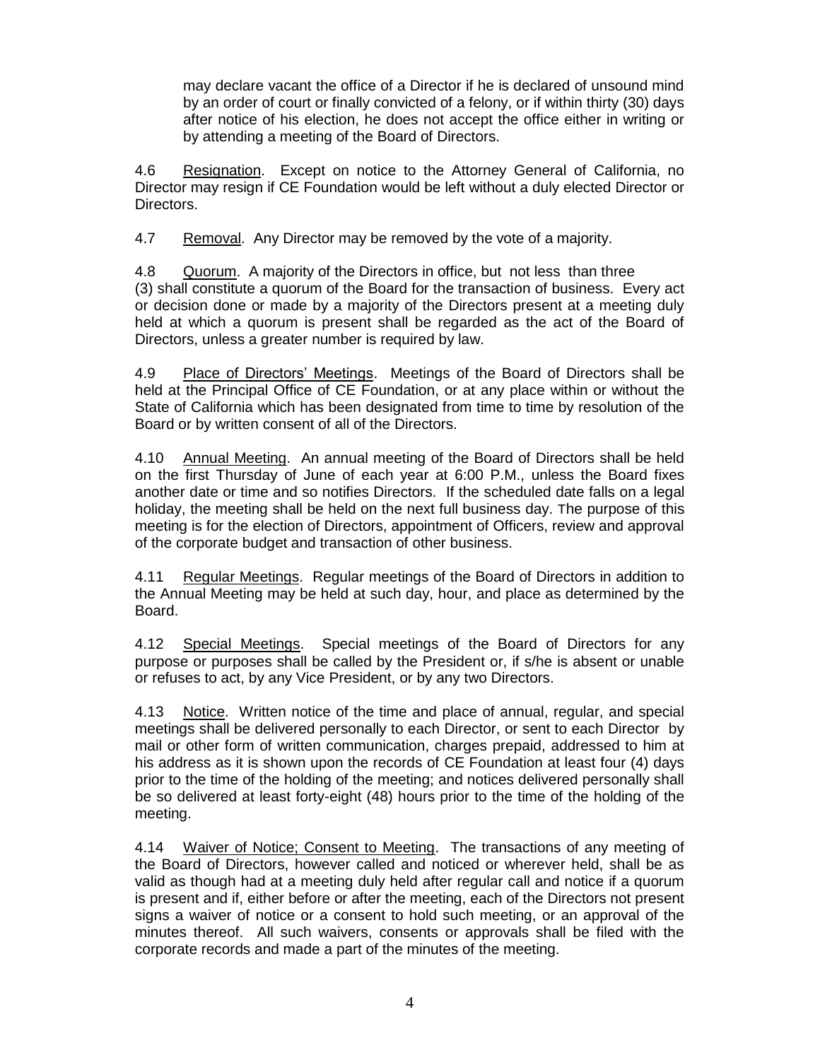may declare vacant the office of a Director if he is declared of unsound mind by an order of court or finally convicted of a felony, or if within thirty (30) days after notice of his election, he does not accept the office either in writing or by attending a meeting of the Board of Directors.

4.6 Resignation. Except on notice to the Attorney General of California, no Director may resign if CE Foundation would be left without a duly elected Director or Directors.

4.7 Removal. Any Director may be removed by the vote of a majority.

4.8 Quorum. A majority of the Directors in office, but not less than three (3) shall constitute a quorum of the Board for the transaction of business. Every act or decision done or made by a majority of the Directors present at a meeting duly held at which a quorum is present shall be regarded as the act of the Board of Directors, unless a greater number is required by law.

4.9 Place of Directors' Meetings. Meetings of the Board of Directors shall be held at the Principal Office of CE Foundation, or at any place within or without the State of California which has been designated from time to time by resolution of the Board or by written consent of all of the Directors.

4.10 Annual Meeting. An annual meeting of the Board of Directors shall be held on the first Thursday of June of each year at 6:00 P.M., unless the Board fixes another date or time and so notifies Directors. If the scheduled date falls on a legal holiday, the meeting shall be held on the next full business day. The purpose of this meeting is for the election of Directors, appointment of Officers, review and approval of the corporate budget and transaction of other business.

4.11 Regular Meetings. Regular meetings of the Board of Directors in addition to the Annual Meeting may be held at such day, hour, and place as determined by the Board.

4.12 Special Meetings. Special meetings of the Board of Directors for any purpose or purposes shall be called by the President or, if s/he is absent or unable or refuses to act, by any Vice President, or by any two Directors.

4.13 Notice. Written notice of the time and place of annual, regular, and special meetings shall be delivered personally to each Director, or sent to each Director by mail or other form of written communication, charges prepaid, addressed to him at his address as it is shown upon the records of CE Foundation at least four (4) days prior to the time of the holding of the meeting; and notices delivered personally shall be so delivered at least forty-eight (48) hours prior to the time of the holding of the meeting.

4.14 Waiver of Notice; Consent to Meeting. The transactions of any meeting of the Board of Directors, however called and noticed or wherever held, shall be as valid as though had at a meeting duly held after regular call and notice if a quorum is present and if, either before or after the meeting, each of the Directors not present signs a waiver of notice or a consent to hold such meeting, or an approval of the minutes thereof. All such waivers, consents or approvals shall be filed with the corporate records and made a part of the minutes of the meeting.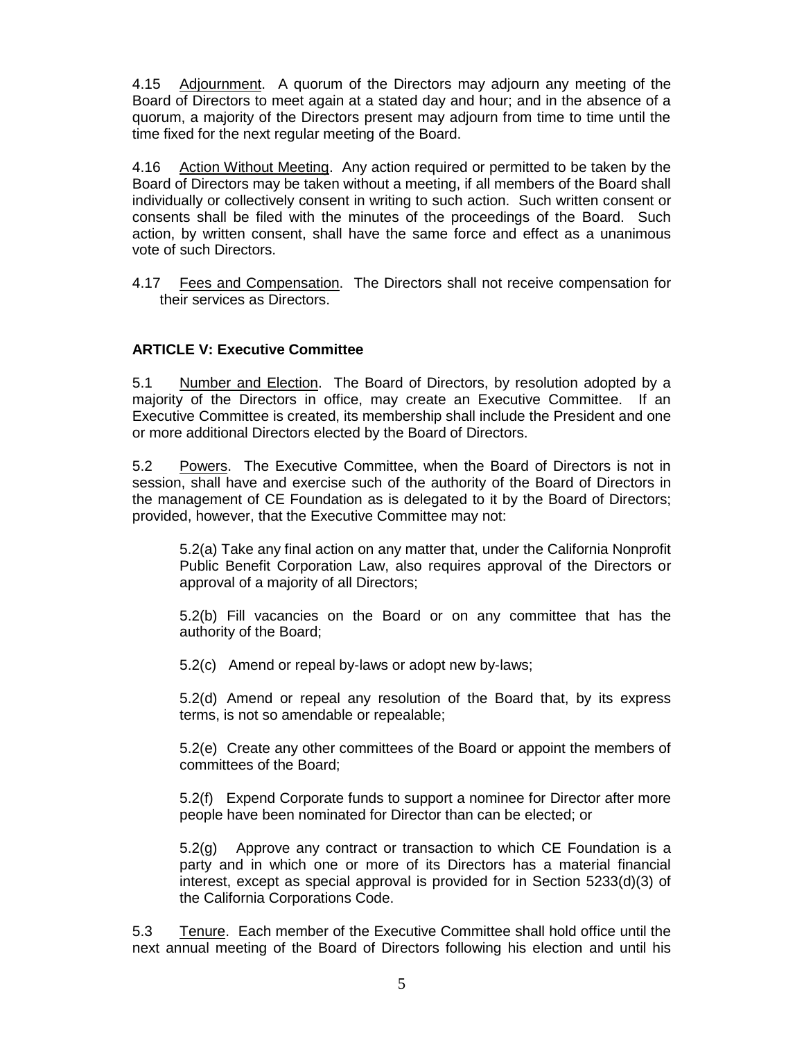4.15 Adjournment. A quorum of the Directors may adjourn any meeting of the Board of Directors to meet again at a stated day and hour; and in the absence of a quorum, a majority of the Directors present may adjourn from time to time until the time fixed for the next regular meeting of the Board.

4.16 Action Without Meeting. Any action required or permitted to be taken by the Board of Directors may be taken without a meeting, if all members of the Board shall individually or collectively consent in writing to such action. Such written consent or consents shall be filed with the minutes of the proceedings of the Board. Such action, by written consent, shall have the same force and effect as a unanimous vote of such Directors.

4.17 Fees and Compensation. The Directors shall not receive compensation for their services as Directors.

**ARTICLE V: Executive Committee**

5.1 Number and Election. The Board of Directors, by resolution adopted by a majority of the Directors in office, may create an Executive Committee. If an Executive Committee is created, its membership shall include the President and one or more additional Directors elected by the Board of Directors.

5.2 Powers. The Executive Committee, when the Board of Directors is not in session, shall have and exercise such of the authority of the Board of Directors in the management of CE Foundation as is delegated to it by the Board of Directors; provided, however, that the Executive Committee may not:

> 5.2(a) Take any final action on any matter that, under the California Nonprofit Public Benefit Corporation Law, also requires approval of the Directors or approval of a majority of all Directors;
>
> 5.2(b) Fill vacancies on the Board or on any committee that has the authority of the Board;
>
> 5.2(c) Amend or repeal by-laws or adopt new by-laws;
>
> 5.2(d) Amend or repeal any resolution of the Board that, by its express terms, is not so amendable or repealable;
>
> 5.2(e) Create any other committees of the Board or appoint the members of committees of the Board;
>
> 5.2(f) Expend Corporate funds to support a nominee for Director after more people have been nominated for Director than can be elected; or
>
> 5.2(g) Approve any contract or transaction to which CE Foundation is a party and in which one or more of its Directors has a material financial interest, except as special approval is provided for in Section 5233(d)(3) of the California Corporations Code.

5.3 Tenure. Each member of the Executive Committee shall hold office until the next annual meeting of the Board of Directors following his election and until his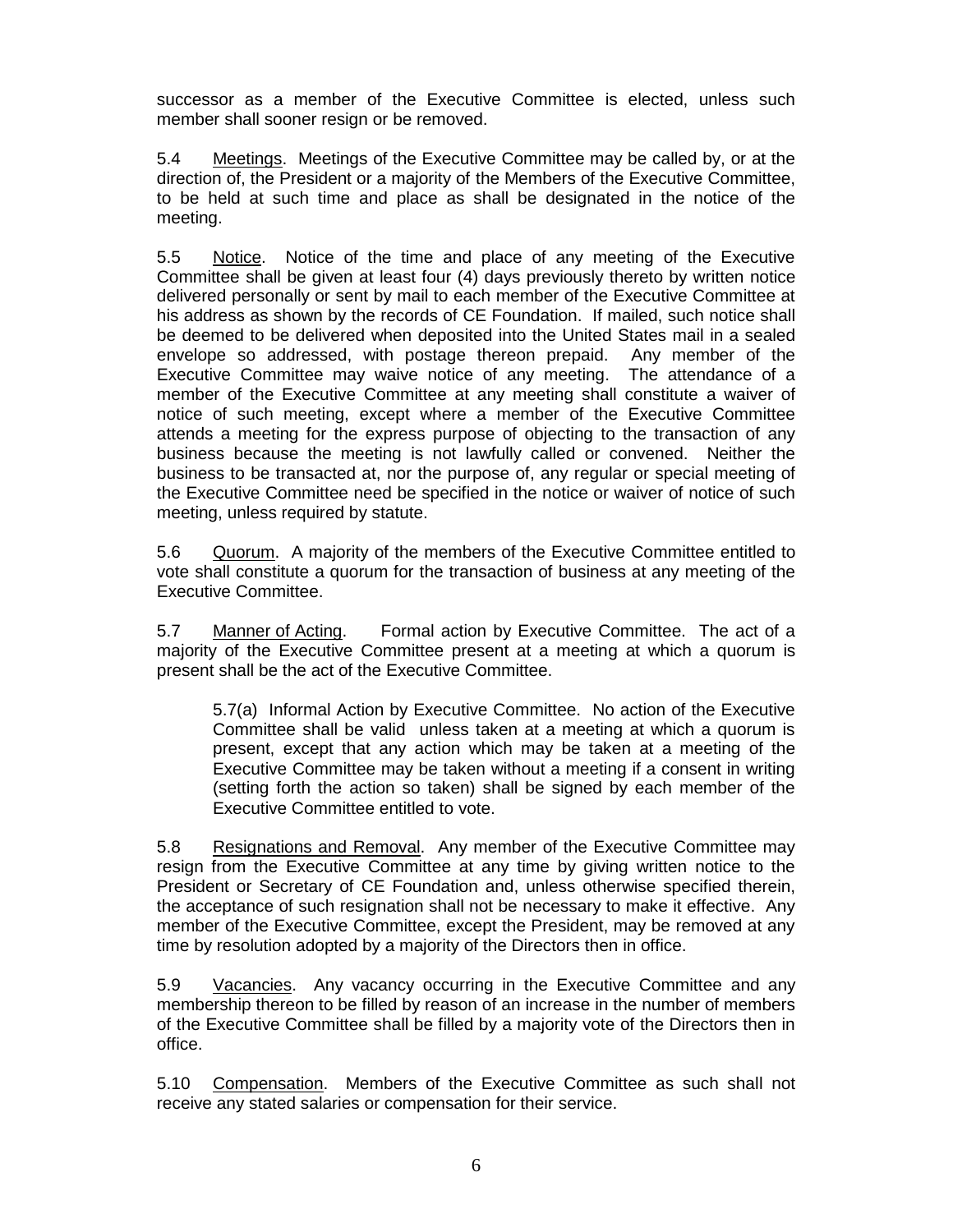successor as a member of the Executive Committee is elected, unless such member shall sooner resign or be removed.

5.4 Meetings. Meetings of the Executive Committee may be called by, or at the direction of, the President or a majority of the Members of the Executive Committee, to be held at such time and place as shall be designated in the notice of the meeting.

5.5 Notice. Notice of the time and place of any meeting of the Executive Committee shall be given at least four (4) days previously thereto by written notice delivered personally or sent by mail to each member of the Executive Committee at his address as shown by the records of CE Foundation. If mailed, such notice shall be deemed to be delivered when deposited into the United States mail in a sealed envelope so addressed, with postage thereon prepaid. Any member of the Executive Committee may waive notice of any meeting. The attendance of a member of the Executive Committee at any meeting shall constitute a waiver of notice of such meeting, except where a member of the Executive Committee attends a meeting for the express purpose of objecting to the transaction of any business because the meeting is not lawfully called or convened. Neither the business to be transacted at, nor the purpose of, any regular or special meeting of the Executive Committee need be specified in the notice or waiver of notice of such meeting, unless required by statute.

5.6 Quorum. A majority of the members of the Executive Committee entitled to vote shall constitute a quorum for the transaction of business at any meeting of the Executive Committee.

5.7 Manner of Acting. Formal action by Executive Committee. The act of a majority of the Executive Committee present at a meeting at which a quorum is present shall be the act of the Executive Committee.

> 5.7(a) Informal Action by Executive Committee. No action of the Executive Committee shall be valid unless taken at a meeting at which a quorum is present, except that any action which may be taken at a meeting of the Executive Committee may be taken without a meeting if a consent in writing (setting forth the action so taken) shall be signed by each member of the Executive Committee entitled to vote.

5.8 Resignations and Removal. Any member of the Executive Committee may resign from the Executive Committee at any time by giving written notice to the President or Secretary of CE Foundation and, unless otherwise specified therein, the acceptance of such resignation shall not be necessary to make it effective. Any member of the Executive Committee, except the President, may be removed at any time by resolution adopted by a majority of the Directors then in office.

5.9 Vacancies. Any vacancy occurring in the Executive Committee and any membership thereon to be filled by reason of an increase in the number of members of the Executive Committee shall be filled by a majority vote of the Directors then in office.

5.10 Compensation. Members of the Executive Committee as such shall not receive any stated salaries or compensation for their service.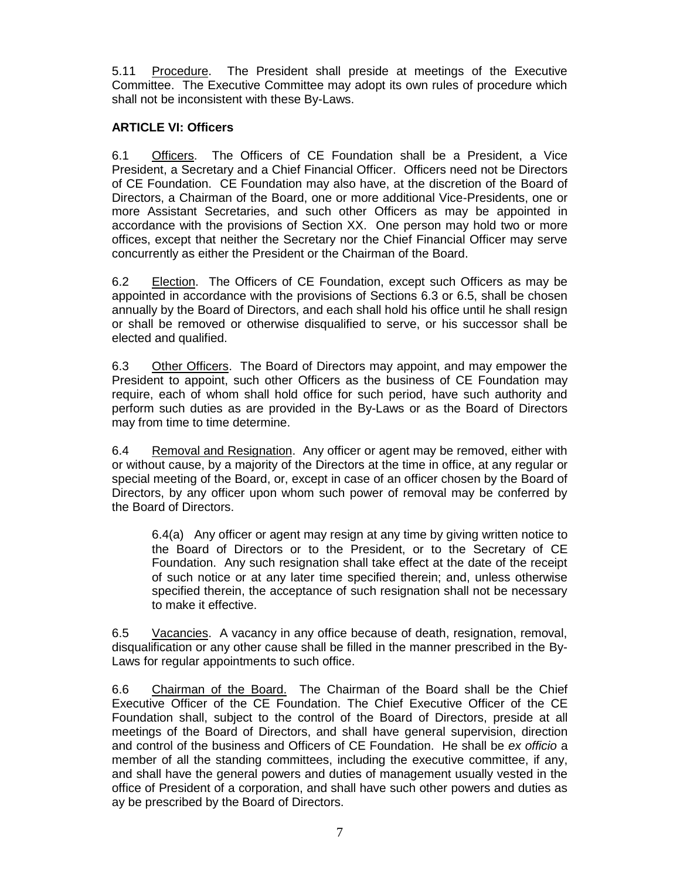5.11 Procedure. The President shall preside at meetings of the Executive Committee. The Executive Committee may adopt its own rules of procedure which shall not be inconsistent with these By-Laws.

**ARTICLE VI: Officers**

6.1 Officers. The Officers of CE Foundation shall be a President, a Vice President, a Secretary and a Chief Financial Officer. Officers need not be Directors of CE Foundation. CE Foundation may also have, at the discretion of the Board of Directors, a Chairman of the Board, one or more additional Vice-Presidents, one or more Assistant Secretaries, and such other Officers as may be appointed in accordance with the provisions of Section XX. One person may hold two or more offices, except that neither the Secretary nor the Chief Financial Officer may serve concurrently as either the President or the Chairman of the Board.

6.2 Election. The Officers of CE Foundation, except such Officers as may be appointed in accordance with the provisions of Sections 6.3 or 6.5, shall be chosen annually by the Board of Directors, and each shall hold his office until he shall resign or shall be removed or otherwise disqualified to serve, or his successor shall be elected and qualified.

6.3 Other Officers. The Board of Directors may appoint, and may empower the President to appoint, such other Officers as the business of CE Foundation may require, each of whom shall hold office for such period, have such authority and perform such duties as are provided in the By-Laws or as the Board of Directors may from time to time determine.

6.4 Removal and Resignation. Any officer or agent may be removed, either with or without cause, by a majority of the Directors at the time in office, at any regular or special meeting of the Board, or, except in case of an officer chosen by the Board of Directors, by any officer upon whom such power of removal may be conferred by the Board of Directors.

> 6.4(a) Any officer or agent may resign at any time by giving written notice to the Board of Directors or to the President, or to the Secretary of CE Foundation. Any such resignation shall take effect at the date of the receipt of such notice or at any later time specified therein; and, unless otherwise specified therein, the acceptance of such resignation shall not be necessary to make it effective.

6.5 Vacancies. A vacancy in any office because of death, resignation, removal, disqualification or any other cause shall be filled in the manner prescribed in the By-Laws for regular appointments to such office.

6.6 Chairman of the Board. The Chairman of the Board shall be the Chief Executive Officer of the CE Foundation. The Chief Executive Officer of the CE Foundation shall, subject to the control of the Board of Directors, preside at all meetings of the Board of Directors, and shall have general supervision, direction and control of the business and Officers of CE Foundation. He shall be *ex officio* a member of all the standing committees, including the executive committee, if any, and shall have the general powers and duties of management usually vested in the office of President of a corporation, and shall have such other powers and duties as ay be prescribed by the Board of Directors.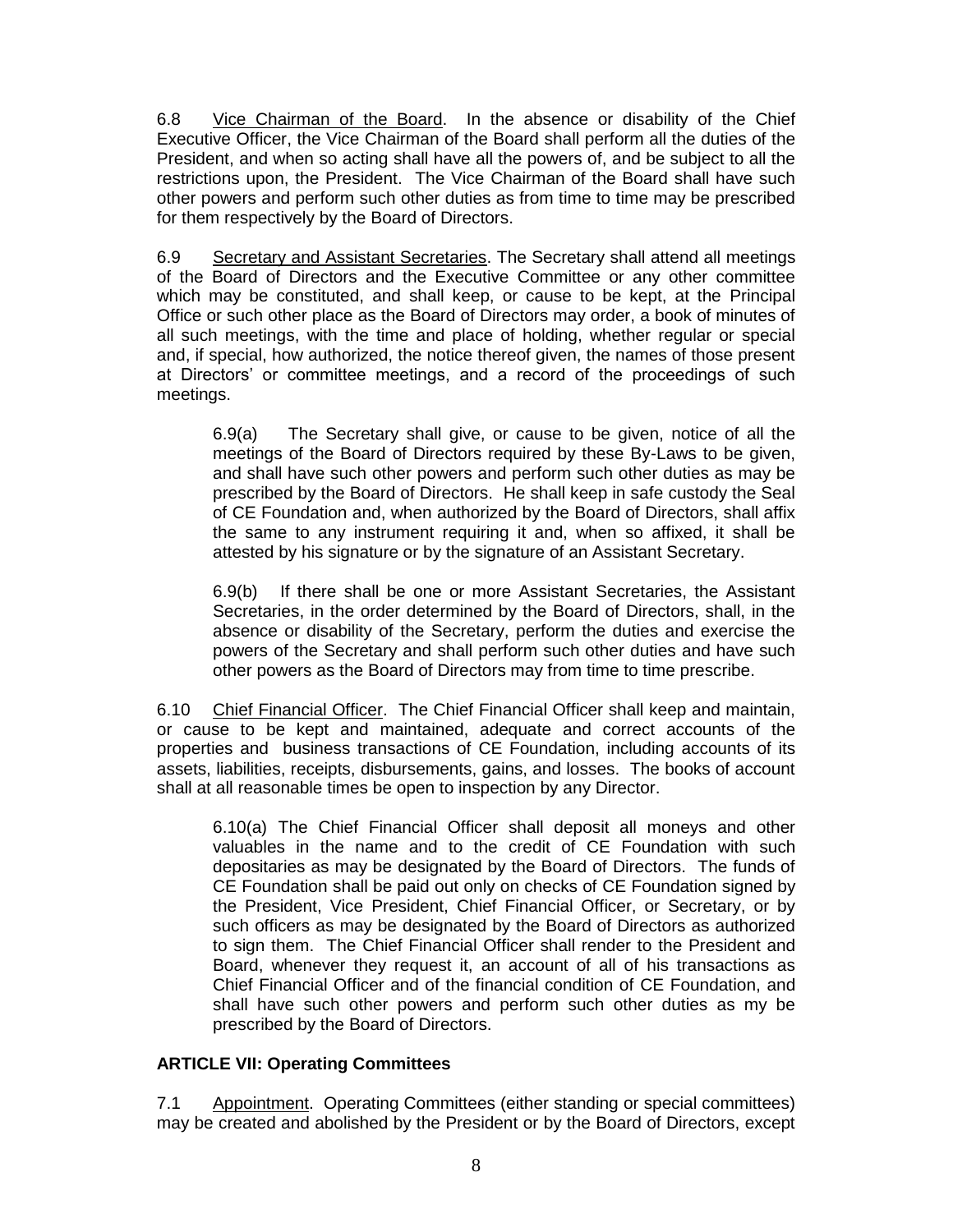6.8 Vice Chairman of the Board. In the absence or disability of the Chief Executive Officer, the Vice Chairman of the Board shall perform all the duties of the President, and when so acting shall have all the powers of, and be subject to all the restrictions upon, the President. The Vice Chairman of the Board shall have such other powers and perform such other duties as from time to time may be prescribed for them respectively by the Board of Directors.

6.9 Secretary and Assistant Secretaries. The Secretary shall attend all meetings of the Board of Directors and the Executive Committee or any other committee which may be constituted, and shall keep, or cause to be kept, at the Principal Office or such other place as the Board of Directors may order, a book of minutes of all such meetings, with the time and place of holding, whether regular or special and, if special, how authorized, the notice thereof given, the names of those present at Directors' or committee meetings, and a record of the proceedings of such meetings.

> 6.9(a) The Secretary shall give, or cause to be given, notice of all the meetings of the Board of Directors required by these By-Laws to be given, and shall have such other powers and perform such other duties as may be prescribed by the Board of Directors. He shall keep in safe custody the Seal of CE Foundation and, when authorized by the Board of Directors, shall affix the same to any instrument requiring it and, when so affixed, it shall be attested by his signature or by the signature of an Assistant Secretary.
>
> 6.9(b) If there shall be one or more Assistant Secretaries, the Assistant Secretaries, in the order determined by the Board of Directors, shall, in the absence or disability of the Secretary, perform the duties and exercise the powers of the Secretary and shall perform such other duties and have such other powers as the Board of Directors may from time to time prescribe.

6.10 Chief Financial Officer. The Chief Financial Officer shall keep and maintain, or cause to be kept and maintained, adequate and correct accounts of the properties and business transactions of CE Foundation, including accounts of its assets, liabilities, receipts, disbursements, gains, and losses. The books of account shall at all reasonable times be open to inspection by any Director.

> 6.10(a) The Chief Financial Officer shall deposit all moneys and other valuables in the name and to the credit of CE Foundation with such depositaries as may be designated by the Board of Directors. The funds of CE Foundation shall be paid out only on checks of CE Foundation signed by the President, Vice President, Chief Financial Officer, or Secretary, or by such officers as may be designated by the Board of Directors as authorized to sign them. The Chief Financial Officer shall render to the President and Board, whenever they request it, an account of all of his transactions as Chief Financial Officer and of the financial condition of CE Foundation, and shall have such other powers and perform such other duties as my be prescribed by the Board of Directors.

## ARTICLE VII: Operating Committees

7.1 Appointment. Operating Committees (either standing or special committees) may be created and abolished by the President or by the Board of Directors, except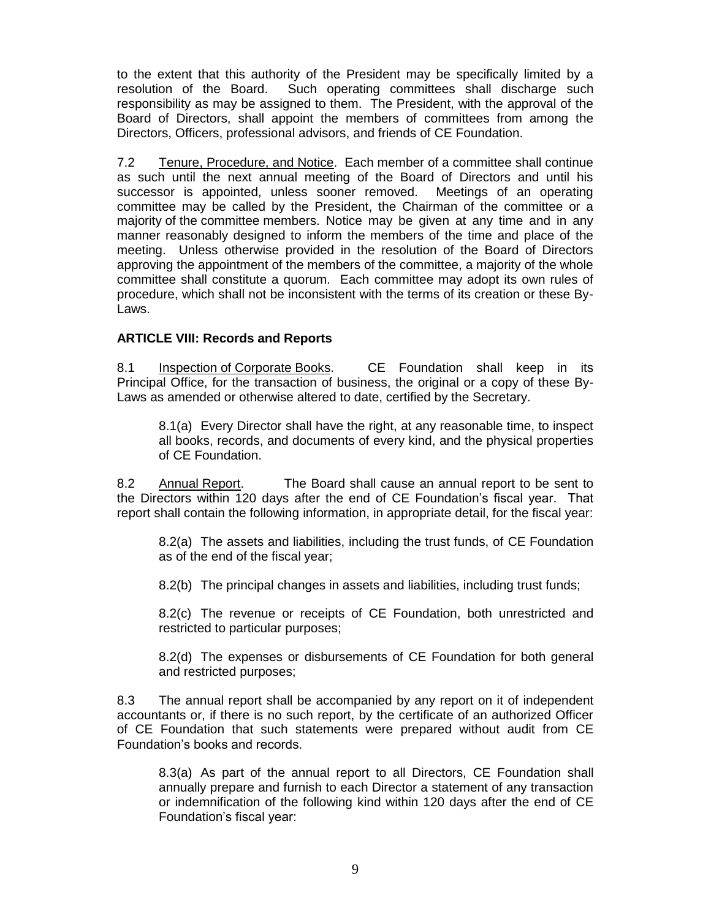to the extent that this authority of the President may be specifically limited by a resolution of the Board. Such operating committees shall discharge such responsibility as may be assigned to them. The President, with the approval of the Board of Directors, shall appoint the members of committees from among the Directors, Officers, professional advisors, and friends of CE Foundation.

7.2 Tenure, Procedure, and Notice. Each member of a committee shall continue as such until the next annual meeting of the Board of Directors and until his successor is appointed, unless sooner removed. Meetings of an operating committee may be called by the President, the Chairman of the committee or a majority of the committee members. Notice may be given at any time and in any manner reasonably designed to inform the members of the time and place of the meeting. Unless otherwise provided in the resolution of the Board of Directors approving the appointment of the members of the committee, a majority of the whole committee shall constitute a quorum. Each committee may adopt its own rules of procedure, which shall not be inconsistent with the terms of its creation or these By-Laws.

**ARTICLE VIII: Records and Reports**

8.1 Inspection of Corporate Books. CE Foundation shall keep in its Principal Office, for the transaction of business, the original or a copy of these By-Laws as amended or otherwise altered to date, certified by the Secretary.

> 8.1(a) Every Director shall have the right, at any reasonable time, to inspect all books, records, and documents of every kind, and the physical properties of CE Foundation.

8.2 Annual Report. The Board shall cause an annual report to be sent to the Directors within 120 days after the end of CE Foundation's fiscal year. That report shall contain the following information, in appropriate detail, for the fiscal year:

> 8.2(a) The assets and liabilities, including the trust funds, of CE Foundation as of the end of the fiscal year;
>
> 8.2(b) The principal changes in assets and liabilities, including trust funds;
>
> 8.2(c) The revenue or receipts of CE Foundation, both unrestricted and restricted to particular purposes;
>
> 8.2(d) The expenses or disbursements of CE Foundation for both general and restricted purposes;

8.3 The annual report shall be accompanied by any report on it of independent accountants or, if there is no such report, by the certificate of an authorized Officer of CE Foundation that such statements were prepared without audit from CE Foundation's books and records.

> 8.3(a) As part of the annual report to all Directors, CE Foundation shall annually prepare and furnish to each Director a statement of any transaction or indemnification of the following kind within 120 days after the end of CE Foundation's fiscal year: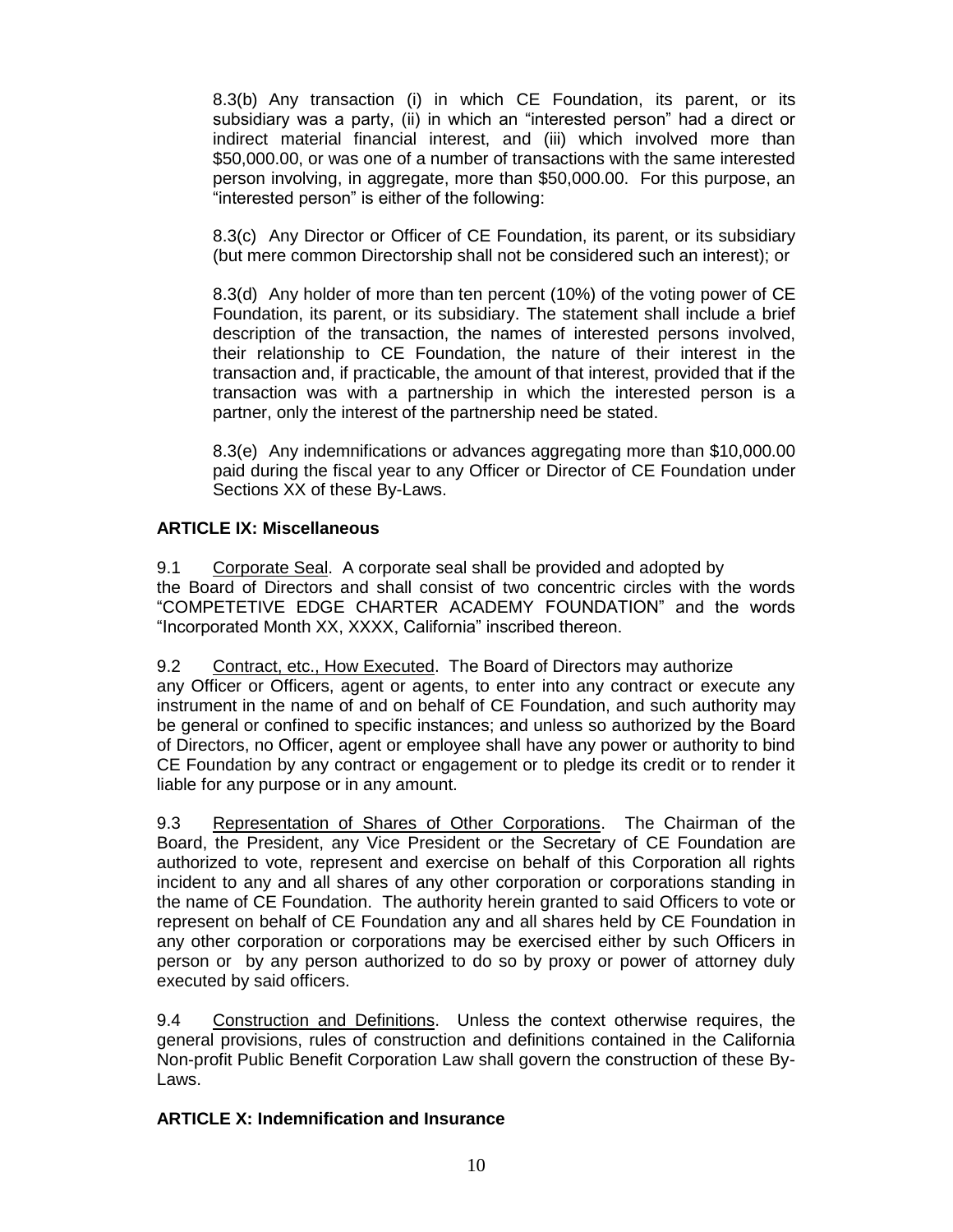8.3(b) Any transaction (i) in which CE Foundation, its parent, or its subsidiary was a party, (ii) in which an "interested person" had a direct or indirect material financial interest, and (iii) which involved more than $50,000.00, or was one of a number of transactions with the same interested person involving, in aggregate, more than $50,000.00. For this purpose, an "interested person" is either of the following:

8.3(c) Any Director or Officer of CE Foundation, its parent, or its subsidiary (but mere common Directorship shall not be considered such an interest); or

8.3(d) Any holder of more than ten percent (10%) of the voting power of CE Foundation, its parent, or its subsidiary. The statement shall include a brief description of the transaction, the names of interested persons involved, their relationship to CE Foundation, the nature of their interest in the transaction and, if practicable, the amount of that interest, provided that if the transaction was with a partnership in which the interested person is a partner, only the interest of the partnership need be stated.

8.3(e) Any indemnifications or advances aggregating more than $10,000.00 paid during the fiscal year to any Officer or Director of CE Foundation under Sections XX of these By-Laws.

**ARTICLE IX: Miscellaneous**

9.1 Corporate Seal. A corporate seal shall be provided and adopted by the Board of Directors and shall consist of two concentric circles with the words "COMPETETIVE EDGE CHARTER ACADEMY FOUNDATION" and the words "Incorporated Month XX, XXXX, California" inscribed thereon.

9.2 Contract, etc., How Executed. The Board of Directors may authorize any Officer or Officers, agent or agents, to enter into any contract or execute any instrument in the name of and on behalf of CE Foundation, and such authority may be general or confined to specific instances; and unless so authorized by the Board of Directors, no Officer, agent or employee shall have any power or authority to bind CE Foundation by any contract or engagement or to pledge its credit or to render it liable for any purpose or in any amount.

9.3 Representation of Shares of Other Corporations. The Chairman of the Board, the President, any Vice President or the Secretary of CE Foundation are authorized to vote, represent and exercise on behalf of this Corporation all rights incident to any and all shares of any other corporation or corporations standing in the name of CE Foundation. The authority herein granted to said Officers to vote or represent on behalf of CE Foundation any and all shares held by CE Foundation in any other corporation or corporations may be exercised either by such Officers in person or by any person authorized to do so by proxy or power of attorney duly executed by said officers.

9.4 Construction and Definitions. Unless the context otherwise requires, the general provisions, rules of construction and definitions contained in the California Non-profit Public Benefit Corporation Law shall govern the construction of these By-Laws.

**ARTICLE X: Indemnification and Insurance**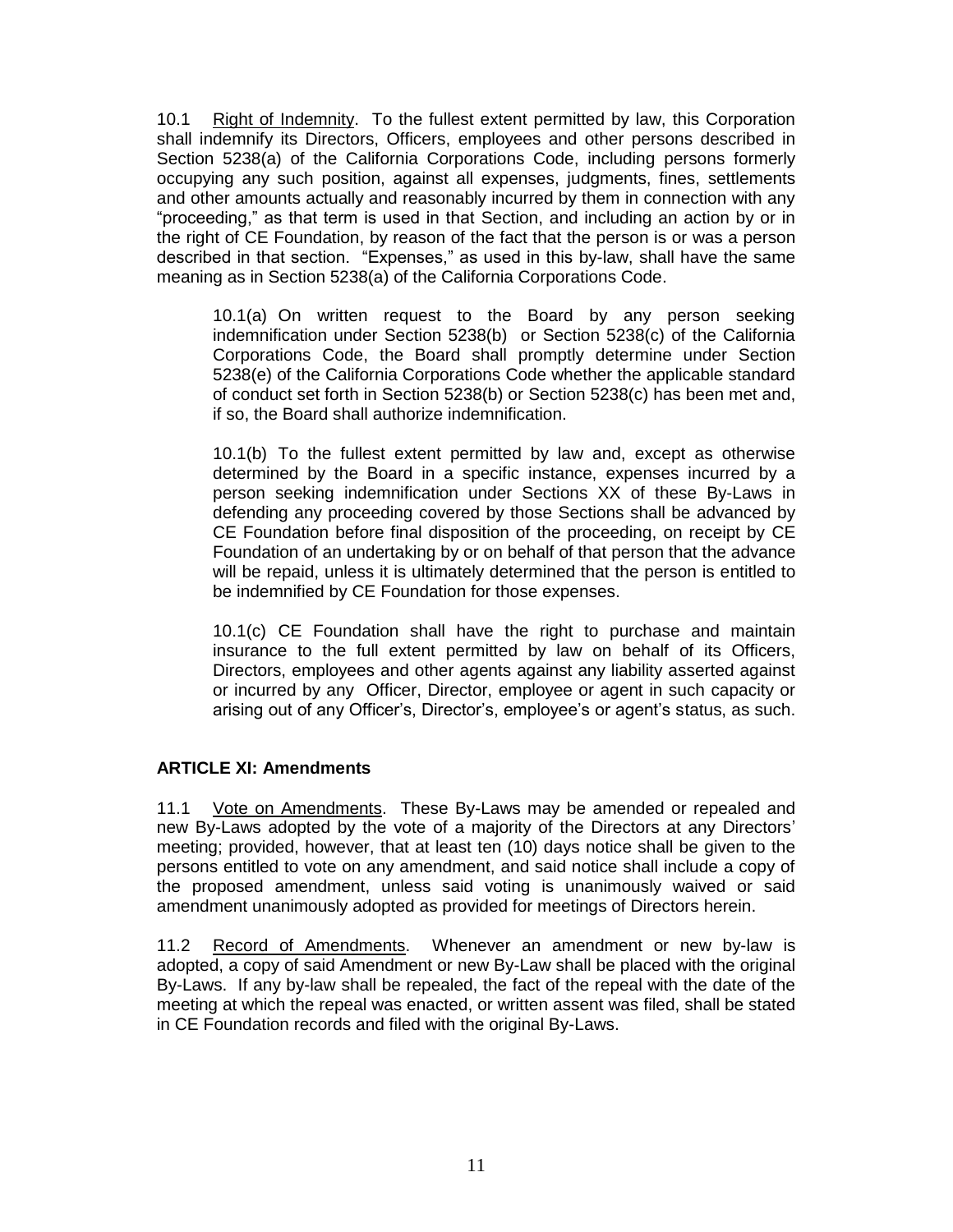10.1 Right of Indemnity. To the fullest extent permitted by law, this Corporation shall indemnify its Directors, Officers, employees and other persons described in Section 5238(a) of the California Corporations Code, including persons formerly occupying any such position, against all expenses, judgments, fines, settlements and other amounts actually and reasonably incurred by them in connection with any "proceeding," as that term is used in that Section, and including an action by or in the right of CE Foundation, by reason of the fact that the person is or was a person described in that section. "Expenses," as used in this by-law, shall have the same meaning as in Section 5238(a) of the California Corporations Code.

> 10.1(a) On written request to the Board by any person seeking indemnification under Section 5238(b) or Section 5238(c) of the California Corporations Code, the Board shall promptly determine under Section 5238(e) of the California Corporations Code whether the applicable standard of conduct set forth in Section 5238(b) or Section 5238(c) has been met and, if so, the Board shall authorize indemnification.
>
> 10.1(b) To the fullest extent permitted by law and, except as otherwise determined by the Board in a specific instance, expenses incurred by a person seeking indemnification under Sections XX of these By-Laws in defending any proceeding covered by those Sections shall be advanced by CE Foundation before final disposition of the proceeding, on receipt by CE Foundation of an undertaking by or on behalf of that person that the advance will be repaid, unless it is ultimately determined that the person is entitled to be indemnified by CE Foundation for those expenses.
>
> 10.1(c) CE Foundation shall have the right to purchase and maintain insurance to the full extent permitted by law on behalf of its Officers, Directors, employees and other agents against any liability asserted against or incurred by any Officer, Director, employee or agent in such capacity or arising out of any Officer's, Director's, employee's or agent's status, as such.

**ARTICLE XI: Amendments**

11.1 Vote on Amendments. These By-Laws may be amended or repealed and new By-Laws adopted by the vote of a majority of the Directors at any Directors' meeting; provided, however, that at least ten (10) days notice shall be given to the persons entitled to vote on any amendment, and said notice shall include a copy of the proposed amendment, unless said voting is unanimously waived or said amendment unanimously adopted as provided for meetings of Directors herein.

11.2 Record of Amendments. Whenever an amendment or new by-law is adopted, a copy of said Amendment or new By-Law shall be placed with the original By-Laws. If any by-law shall be repealed, the fact of the repeal with the date of the meeting at which the repeal was enacted, or written assent was filed, shall be stated in CE Foundation records and filed with the original By-Laws.